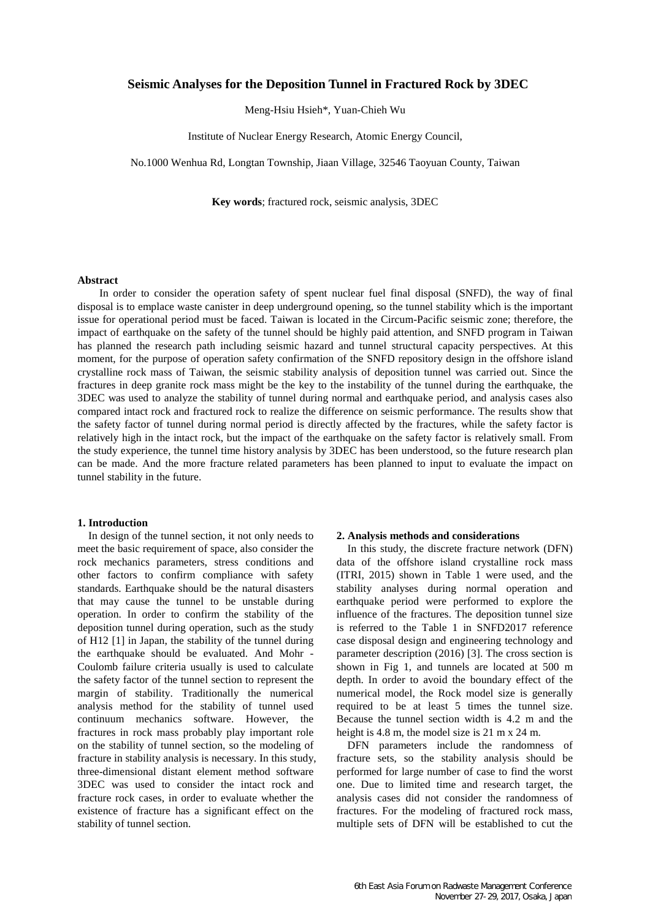# Seismic Analyses for the Deposition Tunnel in Fractured Rock by 3DEC

Meng-Hsiu Hsieh*, Yuan-Chieh Wu

Institute of Nuclear Energy Research, Atomic Energy Council,

No.1000 Wenhua Rd, Longtan Township, Jiaan Village, 32546 Taoyuan County, Taiwan

**Key words**; fractured rock, seismic analysis, 3DEC

### Abstract

In order to consider the operation safety of spent nuclear fuel final disposal (SNFD), the way of final disposal is to emplace waste canister in deep underground opening, so the tunnel stability which is the important issue for operational period must be faced. Taiwan is located in the Circum-Pacific seismic zone; therefore, the impact of earthquake on the safety of the tunnel should be highly paid attention, and SNFD program in Taiwan has planned the research path including seismic hazard and tunnel structural capacity perspectives. At this moment, for the purpose of operation safety confirmation of the SNFD repository design in the offshore island crystalline rock mass of Taiwan, the seismic stability analysis of deposition tunnel was carried out. Since the fractures in deep granite rock mass might be the key to the instability of the tunnel during the earthquake, the 3DEC was used to analyze the stability of tunnel during normal and earthquake period, and analysis cases also compared intact rock and fractured rock to realize the difference on seismic performance. The results show that the safety factor of tunnel during normal period is directly affected by the fractures, while the safety factor is relatively high in the intact rock, but the impact of the earthquake on the safety factor is relatively small. From the study experience, the tunnel time history analysis by 3DEC has been understood, so the future research plan can be made. And the more fracture related parameters has been planned to input to evaluate the impact on tunnel stability in the future.

### 1. Introduction

In design of the tunnel section, it not only needs to meet the basic requirement of space, also consider the rock mechanics parameters, stress conditions and other factors to confirm compliance with safety standards. Earthquake should be the natural disasters that may cause the tunnel to be unstable during operation. In order to confirm the stability of the deposition tunnel during operation, such as the study of H12 [1] in Japan, the stability of the tunnel during the earthquake should be evaluated. And Mohr - Coulomb failure criteria usually is used to calculate the safety factor of the tunnel section to represent the margin of stability. Traditionally the numerical analysis method for the stability of tunnel used continuum mechanics software. However, the fractures in rock mass probably play important role on the stability of tunnel section, so the modeling of fracture in stability analysis is necessary. In this study, three-dimensional distant element method software 3DEC was used to consider the intact rock and fracture rock cases, in order to evaluate whether the existence of fracture has a significant effect on the stability of tunnel section.

### 2. Analysis methods and considerations

In this study, the discrete fracture network (DFN) data of the offshore island crystalline rock mass (ITRI, 2015) shown in Table 1 were used, and the stability analyses during normal operation and earthquake period were performed to explore the influence of the fractures. The deposition tunnel size is referred to the Table 1 in SNFD2017 reference case disposal design and engineering technology and parameter description (2016) [3]. The cross section is shown in Fig 1, and tunnels are located at 500 m depth. In order to avoid the boundary effect of the numerical model, the Rock model size is generally required to be at least 5 times the tunnel size. Because the tunnel section width is 4.2 m and the height is 4.8 m, the model size is 21 m x 24 m.

DFN parameters include the randomness of fracture sets, so the stability analysis should be performed for large number of case to find the worst one. Due to limited time and research target, the analysis cases did not consider the randomness of fractures. For the modeling of fractured rock mass, multiple sets of DFN will be established to cut the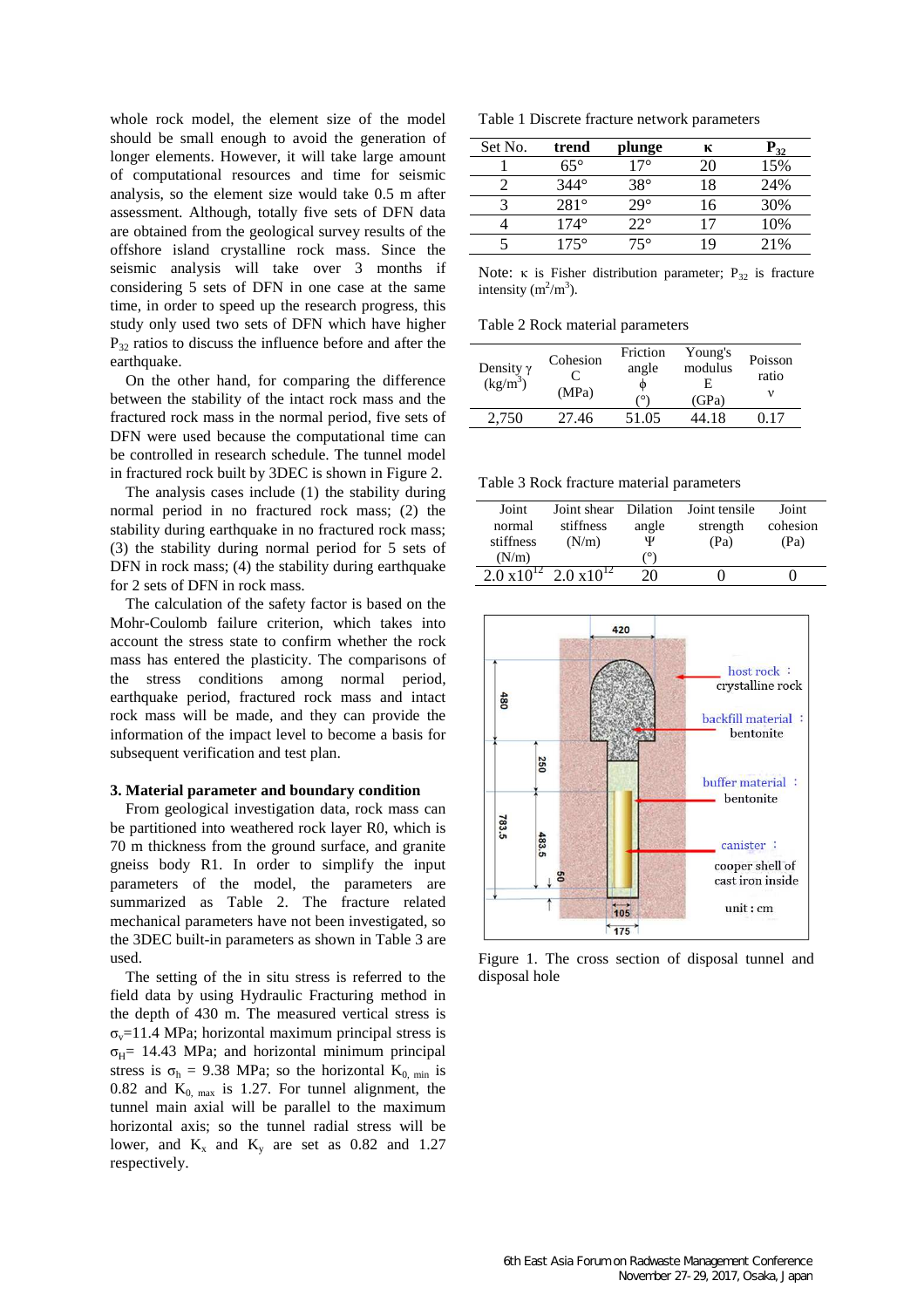whole rock model, the element size of the model should be small enough to avoid the generation of longer elements. However, it will take large amount of computational resources and time for seismic analysis, so the element size would take 0.5 m after assessment. Although, totally five sets of DFN data are obtained from the geological survey results of the offshore island crystalline rock mass. Since the seismic analysis will take over 3 months if considering 5 sets of DFN in one case at the same time, in order to speed up the research progress, this study only used two sets of DFN which have higher $P_{32}$ ratios to discuss the influence before and after the earthquake.

On the other hand, for comparing the difference between the stability of the intact rock mass and the fractured rock mass in the normal period, five sets of DFN were used because the computational time can be controlled in research schedule. The tunnel model in fractured rock built by 3DEC is shown in Figure 2.

The analysis cases include (1) the stability during normal period in no fractured rock mass; (2) the stability during earthquake in no fractured rock mass; (3) the stability during normal period for 5 sets of DFN in rock mass; (4) the stability during earthquake for 2 sets of DFN in rock mass.

The calculation of the safety factor is based on the Mohr-Coulomb failure criterion, which takes into account the stress state to confirm whether the rock mass has entered the plasticity. The comparisons of the stress conditions among normal period, earthquake period, fractured rock mass and intact rock mass will be made, and they can provide the information of the impact level to become a basis for subsequent verification and test plan.

### 3. Material parameter and boundary condition

From geological investigation data, rock mass can be partitioned into weathered rock layer R0, which is 70 m thickness from the ground surface, and granite gneiss body R1. In order to simplify the input parameters of the model, the parameters are summarized as Table 2. The fracture related mechanical parameters have not been investigated, so the 3DEC built-in parameters as shown in Table 3 are used.

The setting of the in situ stress is referred to the field data by using Hydraulic Fracturing method in the depth of 430 m. The measured vertical stress is $\sigma_v$=11.4 MPa; horizontal maximum principal stress is $\sigma_H$= 14.43 MPa; and horizontal minimum principal stress is $\sigma_h$ = 9.38 MPa; so the horizontal $K_{0,\ min}$ is 0.82 and $K_{0,\ max}$ is 1.27. For tunnel alignment, the tunnel main axial will be parallel to the maximum horizontal axis; so the tunnel radial stress will be lower, and $K_x$ and $K_y$ are set as 0.82 and 1.27 respectively.

Table 1 Discrete fracture network parameters

| Set No. | trend | plunge | κ | $P_{32}$ |
|---|---|---|---|---|
| 1 | 65° | 17° | 20 | 15% |
| 2 | 344° | 38° | 18 | 24% |
| 3 | 281° | 29° | 16 | 30% |
| 4 | 174° | 22° | 17 | 10% |
| 5 | 175° | 75° | 19 | 21% |

Note: κ is Fisher distribution parameter; $P_{32}$ is fracture intensity ($m^2/m^3$).

Table 2 Rock material parameters

| Density γ ($kg/m^3$) | Cohesion C (MPa) | Friction angle ϕ (°) | Young's modulus E (GPa) | Poisson ratio ν |
|---|---|---|---|---|
| 2,750 | 27.46 | 51.05 | 44.18 | 0.17 |

Table 3 Rock fracture material parameters

| Joint normal stiffness (N/m) | Joint shear stiffness (N/m) | Dilation angle Ψ (°) | Joint tensile strength (Pa) | Joint cohesion (Pa) |
|---|---|---|---|---|
| $2.0\times10^{12}$ | $2.0\times10^{12}$ | 20 | 0 | 0 |

Figure 1. The cross section of disposal tunnel and disposal hole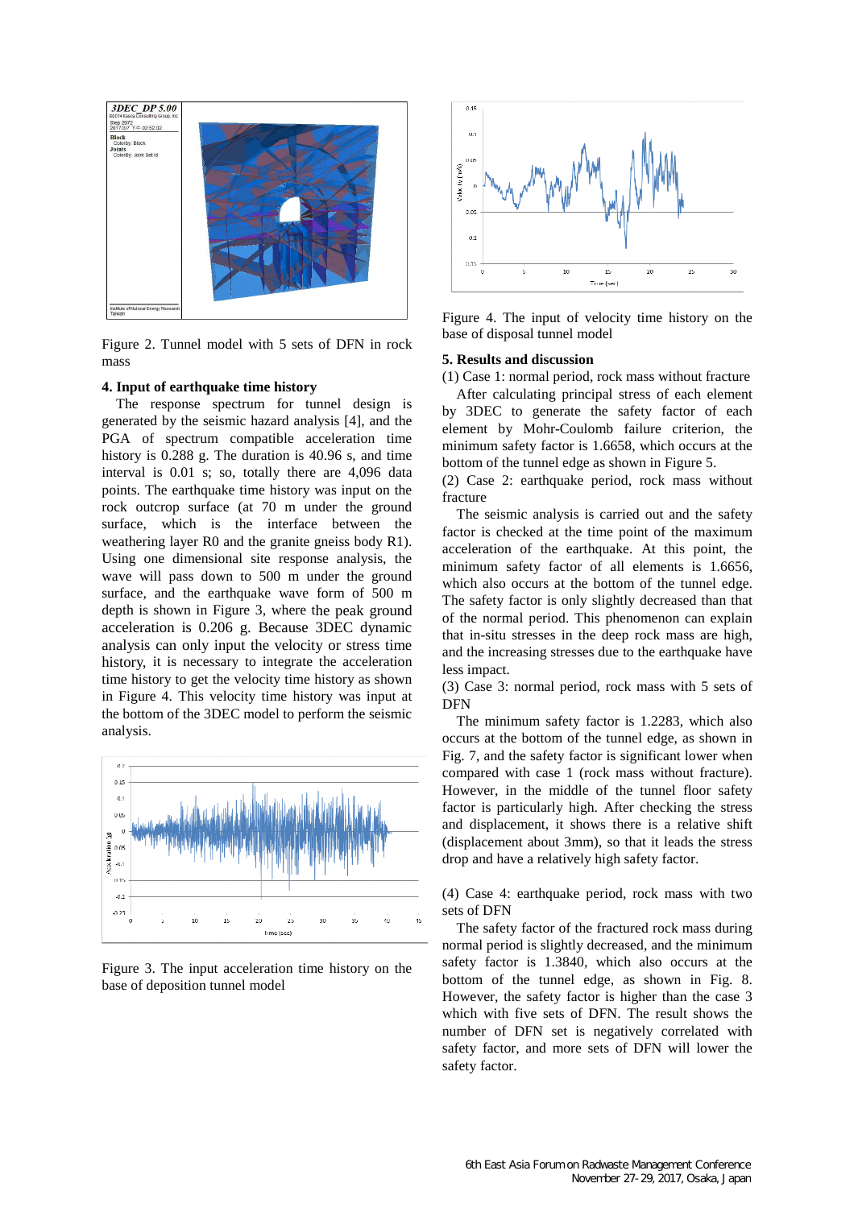Figure 2. Tunnel model with 5 sets of DFN in rock mass

### 4. Input of earthquake time history

The response spectrum for tunnel design is generated by the seismic hazard analysis [4], and the PGA of spectrum compatible acceleration time history is 0.288 g. The duration is 40.96 s, and time interval is 0.01 s; so, totally there are 4,096 data points. The earthquake time history was input on the rock outcrop surface (at 70 m under the ground surface, which is the interface between the weathering layer R0 and the granite gneiss body R1). Using one dimensional site response analysis, the wave will pass down to 500 m under the ground surface, and the earthquake wave form of 500 m depth is shown in Figure 3, where the peak ground acceleration is 0.206 g. Because 3DEC dynamic analysis can only input the velocity or stress time history, it is necessary to integrate the acceleration time history to get the velocity time history as shown in Figure 4. This velocity time history was input at the bottom of the 3DEC model to perform the seismic analysis.

Figure 3. The input acceleration time history on the base of deposition tunnel model

Figure 4. The input of velocity time history on the base of disposal tunnel model

### 5. Results and discussion

(1) Case 1: normal period, rock mass without fracture

After calculating principal stress of each element by 3DEC to generate the safety factor of each element by Mohr-Coulomb failure criterion, the minimum safety factor is 1.6658, which occurs at the bottom of the tunnel edge as shown in Figure 5.

(2) Case 2: earthquake period, rock mass without fracture

The seismic analysis is carried out and the safety factor is checked at the time point of the maximum acceleration of the earthquake. At this point, the minimum safety factor of all elements is 1.6656, which also occurs at the bottom of the tunnel edge. The safety factor is only slightly decreased than that of the normal period. This phenomenon can explain that in-situ stresses in the deep rock mass are high, and the increasing stresses due to the earthquake have less impact.

(3) Case 3: normal period, rock mass with 5 sets of DFN

The minimum safety factor is 1.2283, which also occurs at the bottom of the tunnel edge, as shown in Fig. 7, and the safety factor is significant lower when compared with case 1 (rock mass without fracture). However, in the middle of the tunnel floor safety factor is particularly high. After checking the stress and displacement, it shows there is a relative shift (displacement about 3mm), so that it leads the stress drop and have a relatively high safety factor.

(4) Case 4: earthquake period, rock mass with two sets of DFN

The safety factor of the fractured rock mass during normal period is slightly decreased, and the minimum safety factor is 1.3840, which also occurs at the bottom of the tunnel edge, as shown in Fig. 8. However, the safety factor is higher than the case 3 which with five sets of DFN. The result shows the number of DFN set is negatively correlated with safety factor, and more sets of DFN will lower the safety factor.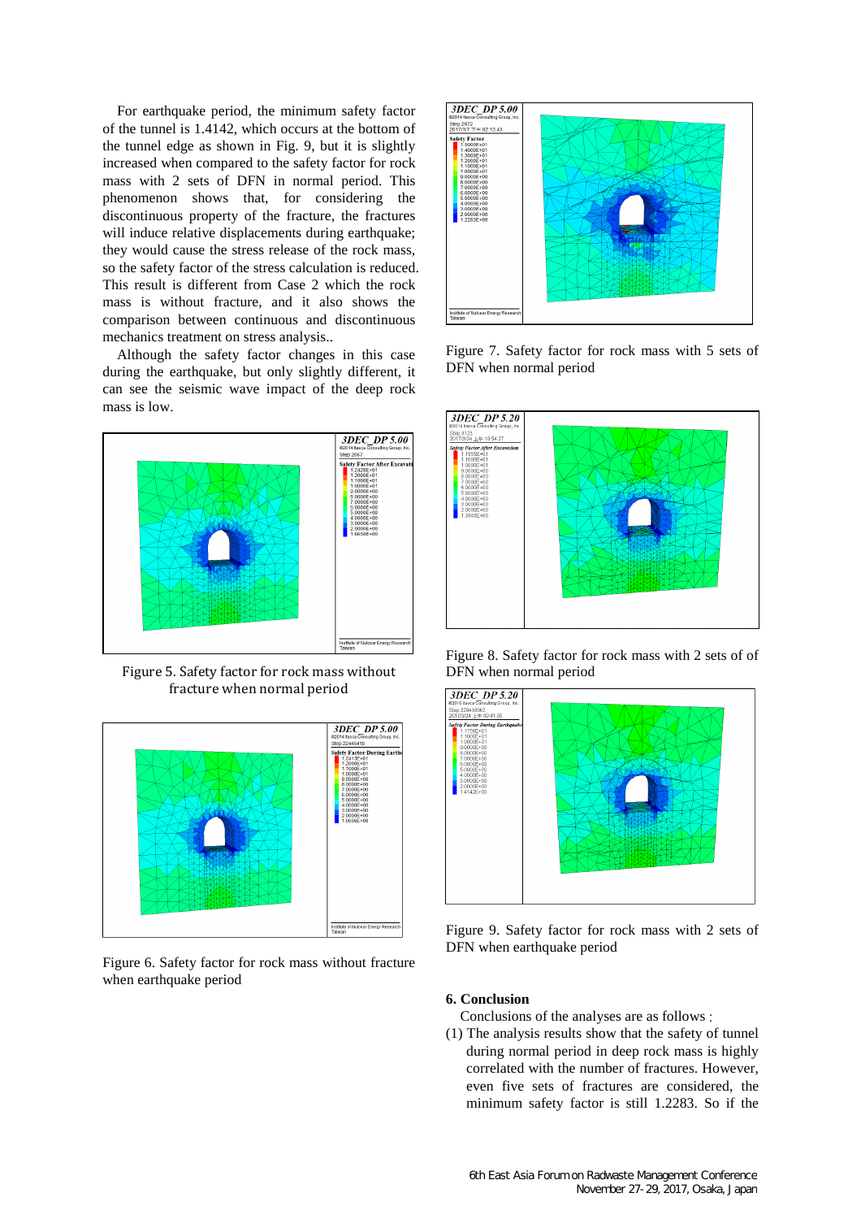For earthquake period, the minimum safety factor of the tunnel is 1.4142, which occurs at the bottom of the tunnel edge as shown in Fig. 9, but it is slightly increased when compared to the safety factor for rock mass with 2 sets of DFN in normal period. This phenomenon shows that, for considering the discontinuous property of the fracture, the fractures will induce relative displacements during earthquake; they would cause the stress release of the rock mass, so the safety factor of the stress calculation is reduced. This result is different from Case 2 which the rock mass is without fracture, and it also shows the comparison between continuous and discontinuous mechanics treatment on stress analysis..

Although the safety factor changes in this case during the earthquake, but only slightly different, it can see the seismic wave impact of the deep rock mass is low.

Figure 5. Safety factor for rock mass without fracture when normal period

Figure 6. Safety factor for rock mass without fracture when earthquake period

Figure 7. Safety factor for rock mass with 5 sets of DFN when normal period

Figure 8. Safety factor for rock mass with 2 sets of of DFN when normal period

Figure 9. Safety factor for rock mass with 2 sets of DFN when earthquake period

## 6. Conclusion

Conclusions of the analyses are as follows：

(1) The analysis results show that the safety of tunnel during normal period in deep rock mass is highly correlated with the number of fractures. However, even five sets of fractures are considered, the minimum safety factor is still 1.2283. So if the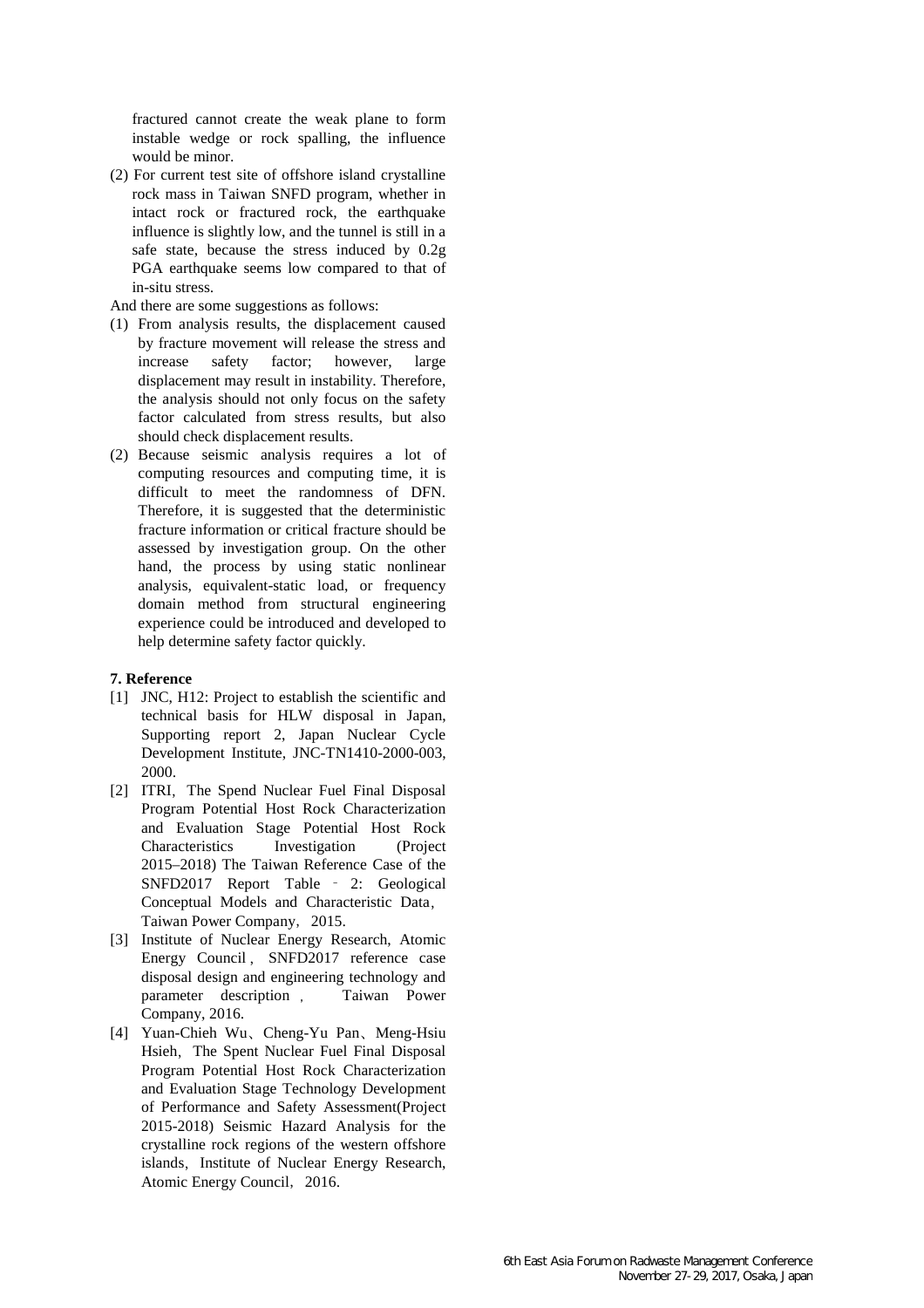fractured cannot create the weak plane to form instable wedge or rock spalling, the influence would be minor.

(2) For current test site of offshore island crystalline rock mass in Taiwan SNFD program, whether in intact rock or fractured rock, the earthquake influence is slightly low, and the tunnel is still in a safe state, because the stress induced by 0.2g PGA earthquake seems low compared to that of in-situ stress.

And there are some suggestions as follows:

(1) From analysis results, the displacement caused by fracture movement will release the stress and increase safety factor; however, large displacement may result in instability. Therefore, the analysis should not only focus on the safety factor calculated from stress results, but also should check displacement results.
(2) Because seismic analysis requires a lot of computing resources and computing time, it is difficult to meet the randomness of DFN. Therefore, it is suggested that the deterministic fracture information or critical fracture should be assessed by investigation group. On the other hand, the process by using static nonlinear analysis, equivalent-static load, or frequency domain method from structural engineering experience could be introduced and developed to help determine safety factor quickly.

**7. Reference**

[1] JNC, H12: Project to establish the scientific and technical basis for HLW disposal in Japan, Supporting report 2, Japan Nuclear Cycle Development Institute, JNC-TN1410-2000-003, 2000.

[2] ITRI, The Spend Nuclear Fuel Final Disposal Program Potential Host Rock Characterization and Evaluation Stage Potential Host Rock Characteristics Investigation (Project 2015–2018) The Taiwan Reference Case of the SNFD2017 Report Table - 2: Geological Conceptual Models and Characteristic Data, Taiwan Power Company, 2015.

[3] Institute of Nuclear Energy Research, Atomic Energy Council, SNFD2017 reference case disposal design and engineering technology and parameter description, Taiwan Power Company, 2016.

[4] Yuan-Chieh Wu、Cheng-Yu Pan、Meng-Hsiu Hsieh, The Spent Nuclear Fuel Final Disposal Program Potential Host Rock Characterization and Evaluation Stage Technology Development of Performance and Safety Assessment(Project 2015-2018) Seismic Hazard Analysis for the crystalline rock regions of the western offshore islands, Institute of Nuclear Energy Research, Atomic Energy Council, 2016.